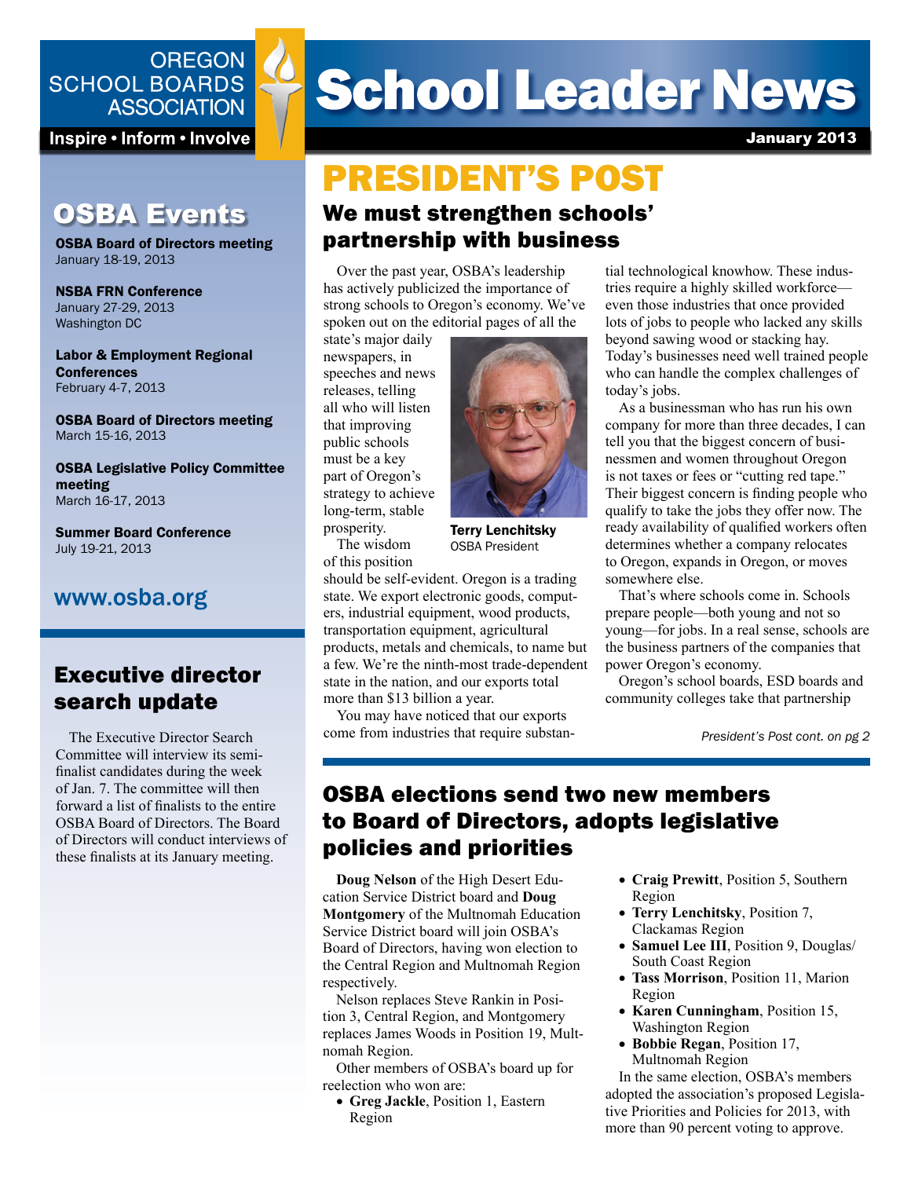OREGON SCHOOL BOARDS ASSOCIATION

Inspire • Inform • Involve

# School Leader News

January 2013

## OSBA Events

**OSBA Board of Directors meeting**
January 18-19, 2013

**NSBA FRN Conference**
January 27-29, 2013
Washington DC

**Labor & Employment Regional Conferences**
February 4-7, 2013

**OSBA Board of Directors meeting**
March 15-16, 2013

**OSBA Legislative Policy Committee meeting**
March 16-17, 2013

**Summer Board Conference**
July 19-21, 2013

www.osba.org

## Executive director search update

The Executive Director Search Committee will interview its semi-finalist candidates during the week of Jan. 7. The committee will then forward a list of finalists to the entire OSBA Board of Directors. The Board of Directors will conduct interviews of these finalists at its January meeting.

# PRESIDENT'S POST

## We must strengthen schools' partnership with business

Over the past year, OSBA's leadership has actively publicized the importance of strong schools to Oregon's economy. We've spoken out on the editorial pages of all the state's major daily newspapers, in speeches and news releases, telling all who will listen that improving public schools must be a key part of Oregon's strategy to achieve long-term, stable prosperity.

**Terry Lenchitsky**
OSBA President

The wisdom of this position should be self-evident. Oregon is a trading state. We export electronic goods, computers, industrial equipment, wood products, transportation equipment, agricultural products, metals and chemicals, to name but a few. We're the ninth-most trade-dependent state in the nation, and our exports total more than $13 billion a year.

You may have noticed that our exports come from industries that require substantial technological knowhow. These industries require a highly skilled workforce—even those industries that once provided lots of jobs to people who lacked any skills beyond sawing wood or stacking hay. Today's businesses need well trained people who can handle the complex challenges of today's jobs.

As a businessman who has run his own company for more than three decades, I can tell you that the biggest concern of businessmen and women throughout Oregon is not taxes or fees or "cutting red tape." Their biggest concern is finding people who qualify to take the jobs they offer now. The ready availability of qualified workers often determines whether a company relocates to Oregon, expands in Oregon, or moves somewhere else.

That's where schools come in. Schools prepare people—both young and not so young—for jobs. In a real sense, schools are the business partners of the companies that power Oregon's economy.

Oregon's school boards, ESD boards and community colleges take that partnership

*President's Post cont. on pg 2*

## OSBA elections send two new members to Board of Directors, adopts legislative policies and priorities

**Doug Nelson** of the High Desert Education Service District board and **Doug Montgomery** of the Multnomah Education Service District board will join OSBA's Board of Directors, having won election to the Central Region and Multnomah Region respectively.

Nelson replaces Steve Rankin in Position 3, Central Region, and Montgomery replaces James Woods in Position 19, Multnomah Region.

Other members of OSBA's board up for reelection who won are:

- **Greg Jackle**, Position 1, Eastern Region
- **Craig Prewitt**, Position 5, Southern Region
- **Terry Lenchitsky**, Position 7, Clackamas Region
- **Samuel Lee III**, Position 9, Douglas/South Coast Region
- **Tass Morrison**, Position 11, Marion Region
- **Karen Cunningham**, Position 15, Washington Region
- **Bobbie Regan**, Position 17, Multnomah Region

In the same election, OSBA's members adopted the association's proposed Legislative Priorities and Policies for 2013, with more than 90 percent voting to approve.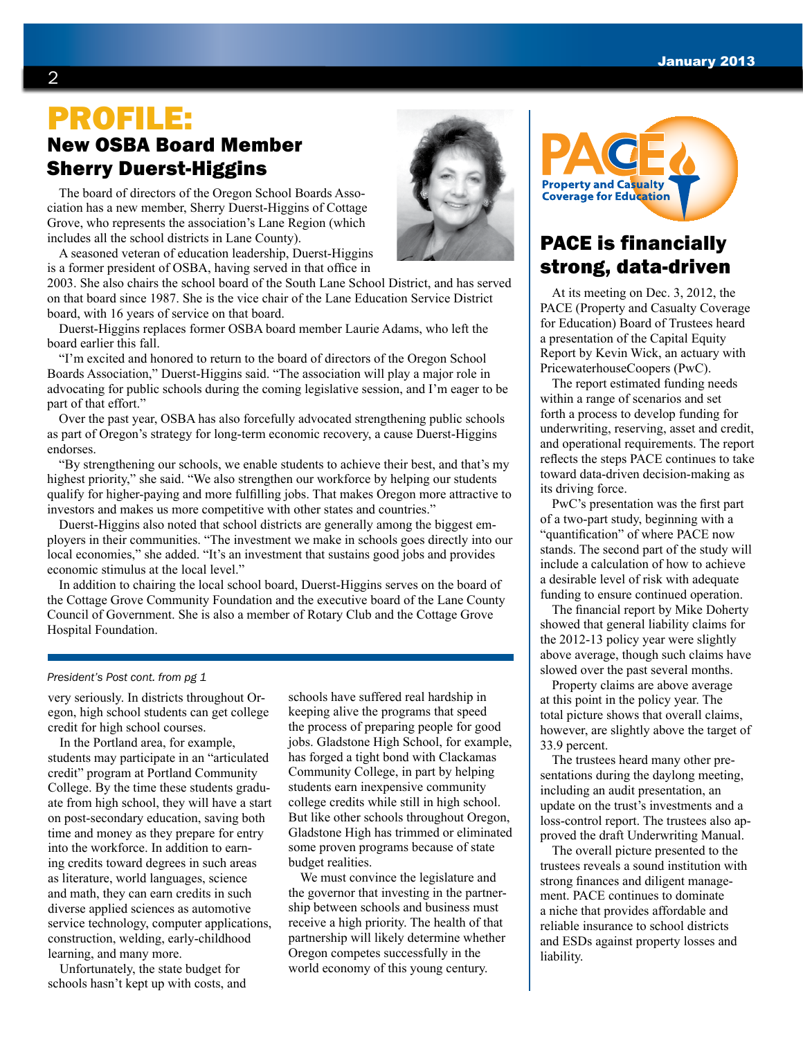# PROFILE:

## New OSBA Board Member Sherry Duerst-Higgins

The board of directors of the Oregon School Boards Association has a new member, Sherry Duerst-Higgins of Cottage Grove, who represents the association's Lane Region (which includes all the school districts in Lane County).

A seasoned veteran of education leadership, Duerst-Higgins is a former president of OSBA, having served in that office in 2003. She also chairs the school board of the South Lane School District, and has served on that board since 1987. She is the vice chair of the Lane Education Service District board, with 16 years of service on that board.

Duerst-Higgins replaces former OSBA board member Laurie Adams, who left the board earlier this fall.

"I'm excited and honored to return to the board of directors of the Oregon School Boards Association," Duerst-Higgins said. "The association will play a major role in advocating for public schools during the coming legislative session, and I'm eager to be part of that effort."

Over the past year, OSBA has also forcefully advocated strengthening public schools as part of Oregon's strategy for long-term economic recovery, a cause Duerst-Higgins endorses.

"By strengthening our schools, we enable students to achieve their best, and that's my highest priority," she said. "We also strengthen our workforce by helping our students qualify for higher-paying and more fulfilling jobs. That makes Oregon more attractive to investors and makes us more competitive with other states and countries."

Duerst-Higgins also noted that school districts are generally among the biggest employers in their communities. "The investment we make in schools goes directly into our local economies," she added. "It's an investment that sustains good jobs and provides economic stimulus at the local level."

In addition to chairing the local school board, Duerst-Higgins serves on the board of the Cottage Grove Community Foundation and the executive board of the Lane County Council of Government. She is also a member of Rotary Club and the Cottage Grove Hospital Foundation.

*President's Post cont. from pg 1*

very seriously. In districts throughout Oregon, high school students can get college credit for high school courses.

In the Portland area, for example, students may participate in an "articulated credit" program at Portland Community College. By the time these students graduate from high school, they will have a start on post-secondary education, saving both time and money as they prepare for entry into the workforce. In addition to earning credits toward degrees in such areas as literature, world languages, science and math, they can earn credits in such diverse applied sciences as automotive service technology, computer applications, construction, welding, early-childhood learning, and many more.

Unfortunately, the state budget for schools hasn't kept up with costs, and schools have suffered real hardship in keeping alive the programs that speed the process of preparing people for good jobs. Gladstone High School, for example, has forged a tight bond with Clackamas Community College, in part by helping students earn inexpensive community college credits while still in high school. But like other schools throughout Oregon, Gladstone High has trimmed or eliminated some proven programs because of state budget realities.

We must convince the legislature and the governor that investing in the partnership between schools and business must receive a high priority. The health of that partnership will likely determine whether Oregon competes successfully in the world economy of this young century.

PACE
Property and Casualty Coverage for Education

## PACE is financially strong, data-driven

At its meeting on Dec. 3, 2012, the PACE (Property and Casualty Coverage for Education) Board of Trustees heard a presentation of the Capital Equity Report by Kevin Wick, an actuary with PricewaterhouseCoopers (PwC).

The report estimated funding needs within a range of scenarios and set forth a process to develop funding for underwriting, reserving, asset and credit, and operational requirements. The report reflects the steps PACE continues to take toward data-driven decision-making as its driving force.

PwC's presentation was the first part of a two-part study, beginning with a "quantification" of where PACE now stands. The second part of the study will include a calculation of how to achieve a desirable level of risk with adequate funding to ensure continued operation.

The financial report by Mike Doherty showed that general liability claims for the 2012-13 policy year were slightly above average, though such claims have slowed over the past several months.

Property claims are above average at this point in the policy year. The total picture shows that overall claims, however, are slightly above the target of 33.9 percent.

The trustees heard many other presentations during the daylong meeting, including an audit presentation, an update on the trust's investments and a loss-control report. The trustees also approved the draft Underwriting Manual.

The overall picture presented to the trustees reveals a sound institution with strong finances and diligent management. PACE continues to dominate a niche that provides affordable and reliable insurance to school districts and ESDs against property losses and liability.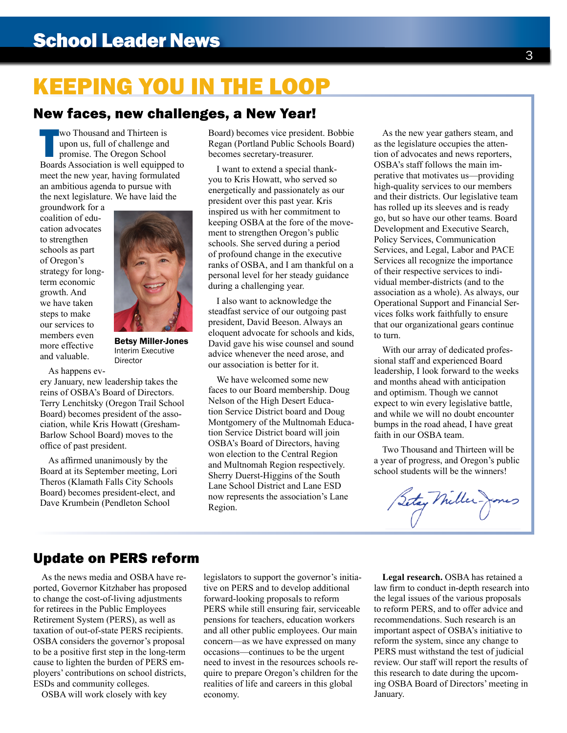# KEEPING YOU IN THE LOOP

## New faces, new challenges, a New Year!

Two Thousand and Thirteen is upon us, full of challenge and promise. The Oregon School Boards Association is well equipped to meet the new year, having formulated an ambitious agenda to pursue with the next legislature. We have laid the groundwork for a coalition of education advocates to strengthen schools as part of Oregon's strategy for long-term economic growth. And we have taken steps to make our services to members even more effective and valuable.

**Betsy Miller-Jones**
Interim Executive Director

As happens every January, new leadership takes the reins of OSBA's Board of Directors. Terry Lenchitsky (Oregon Trail School Board) becomes president of the association, while Kris Howatt (Gresham-Barlow School Board) moves to the office of past president.

As affirmed unanimously by the Board at its September meeting, Lori Theros (Klamath Falls City Schools Board) becomes president-elect, and Dave Krumbein (Pendleton School Board) becomes vice president. Bobbie Regan (Portland Public Schools Board) becomes secretary-treasurer.

I want to extend a special thank-you to Kris Howatt, who served so energetically and passionately as our president over this past year. Kris inspired us with her commitment to keeping OSBA at the fore of the movement to strengthen Oregon's public schools. She served during a period of profound change in the executive ranks of OSBA, and I am thankful on a personal level for her steady guidance during a challenging year.

I also want to acknowledge the steadfast service of our outgoing past president, David Beeson. Always an eloquent advocate for schools and kids, David gave his wise counsel and sound advice whenever the need arose, and our association is better for it.

We have welcomed some new faces to our Board membership. Doug Nelson of the High Desert Education Service District board and Doug Montgomery of the Multnomah Education Service District board will join OSBA's Board of Directors, having won election to the Central Region and Multnomah Region respectively. Sherry Duerst-Higgins of the South Lane School District and Lane ESD now represents the association's Lane Region.

As the new year gathers steam, and as the legislature occupies the attention of advocates and news reporters, OSBA's staff follows the main imperative that motivates us—providing high-quality services to our members and their districts. Our legislative team has rolled up its sleeves and is ready go, but so have our other teams. Board Development and Executive Search, Policy Services, Communication Services, and Legal, Labor and PACE Services all recognize the importance of their respective services to individual member-districts (and to the association as a whole). As always, our Operational Support and Financial Services folks work faithfully to ensure that our organizational gears continue to turn.

With our array of dedicated professional staff and experienced Board leadership, I look forward to the weeks and months ahead with anticipation and optimism. Though we cannot expect to win every legislative battle, and while we will no doubt encounter bumps in the road ahead, I have great faith in our OSBA team.

Two Thousand and Thirteen will be a year of progress, and Oregon's public school students will be the winners!

Betsy Miller-Jones

## Update on PERS reform

As the news media and OSBA have reported, Governor Kitzhaber has proposed to change the cost-of-living adjustments for retirees in the Public Employees Retirement System (PERS), as well as taxation of out-of-state PERS recipients. OSBA considers the governor's proposal to be a positive first step in the long-term cause to lighten the burden of PERS employers' contributions on school districts, ESDs and community colleges.

OSBA will work closely with key legislators to support the governor's initiative on PERS and to develop additional forward-looking proposals to reform PERS while still ensuring fair, serviceable pensions for teachers, education workers and all other public employees. Our main concern—as we have expressed on many occasions—continues to be the urgent need to invest in the resources schools require to prepare Oregon's children for the realities of life and careers in this global economy.

**Legal research.** OSBA has retained a law firm to conduct in-depth research into the legal issues of the various proposals to reform PERS, and to offer advice and recommendations. Such research is an important aspect of OSBA's initiative to reform the system, since any change to PERS must withstand the test of judicial review. Our staff will report the results of this research to date during the upcoming OSBA Board of Directors' meeting in January.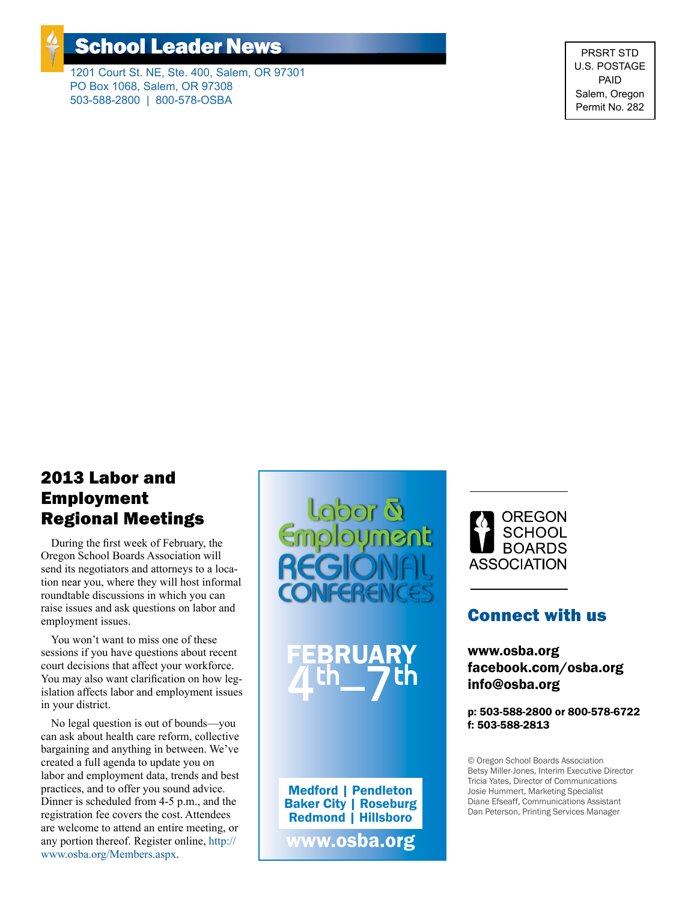## School Leader News

1201 Court St. NE, Ste. 400, Salem, OR 97301
PO Box 1068, Salem, OR 97308
503-588-2800 | 800-578-OSBA

PRSRT STD
U.S. POSTAGE
PAID
Salem, Oregon
Permit No. 282

## 2013 Labor and Employment Regional Meetings

During the first week of February, the Oregon School Boards Association will send its negotiators and attorneys to a location near you, where they will host informal roundtable discussions in which you can raise issues and ask questions on labor and employment issues.

You won't want to miss one of these sessions if you have questions about recent court decisions that affect your workforce. You may also want clarification on how legislation affects labor and employment issues in your district.

No legal question is out of bounds—you can ask about health care reform, collective bargaining and anything in between. We've created a full agenda to update you on labor and employment data, trends and best practices, and to offer you sound advice. Dinner is scheduled from 4-5 p.m., and the registration fee covers the cost. Attendees are welcome to attend an entire meeting, or any portion thereof. Register online, http://www.osba.org/Members.aspx.

**Labor & Employment REGIONAL CONFERENCES**

**FEBRUARY 4th–7th**

**Medford | Pendleton**
**Baker City | Roseburg**
**Redmond | Hillsboro**

**www.osba.org**

OREGON SCHOOL BOARDS ASSOCIATION

## Connect with us

**www.osba.org**
**facebook.com/osba.org**
**info@osba.org**

**p: 503-588-2800 or 800-578-6722**
**f: 503-588-2813**

© Oregon School Boards Association
Betsy Miller-Jones, Interim Executive Director
Tricia Yates, Director of Communications
Josie Hummert, Marketing Specialist
Diane Efseaff, Communications Assistant
Dan Peterson, Printing Services Manager